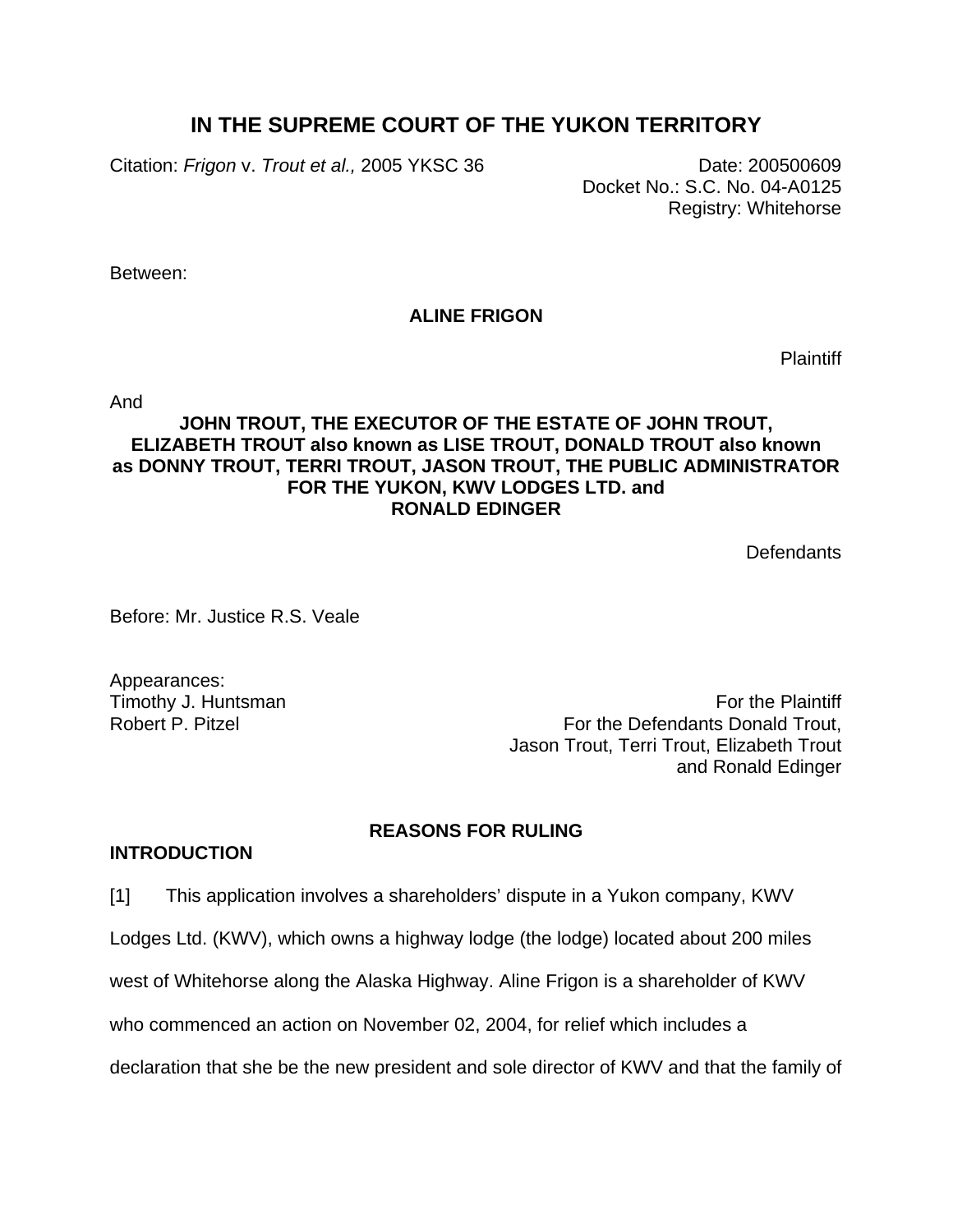# IN THE SUPREME COURT OF THE YUKON TERRITORY

Citation: *Frigon* v. *Trout et al.,* 2005 YKSC 36

Date: 200500609
Docket No.: S.C. No. 04-A0125
Registry: Whitehorse

Between:

**ALINE FRIGON**

Plaintiff

And

**JOHN TROUT, THE EXECUTOR OF THE ESTATE OF JOHN TROUT, ELIZABETH TROUT also known as LISE TROUT, DONALD TROUT also known as DONNY TROUT, TERRI TROUT, JASON TROUT, THE PUBLIC ADMINISTRATOR FOR THE YUKON, KWV LODGES LTD. and RONALD EDINGER**

Defendants

Before: Mr. Justice R.S. Veale

Appearances:
Timothy J. Huntsman — For the Plaintiff
Robert P. Pitzel — For the Defendants Donald Trout, Jason Trout, Terri Trout, Elizabeth Trout and Ronald Edinger

## REASONS FOR RULING

### INTRODUCTION

[1] This application involves a shareholders' dispute in a Yukon company, KWV Lodges Ltd. (KWV), which owns a highway lodge (the lodge) located about 200 miles west of Whitehorse along the Alaska Highway. Aline Frigon is a shareholder of KWV who commenced an action on November 02, 2004, for relief which includes a declaration that she be the new president and sole director of KWV and that the family of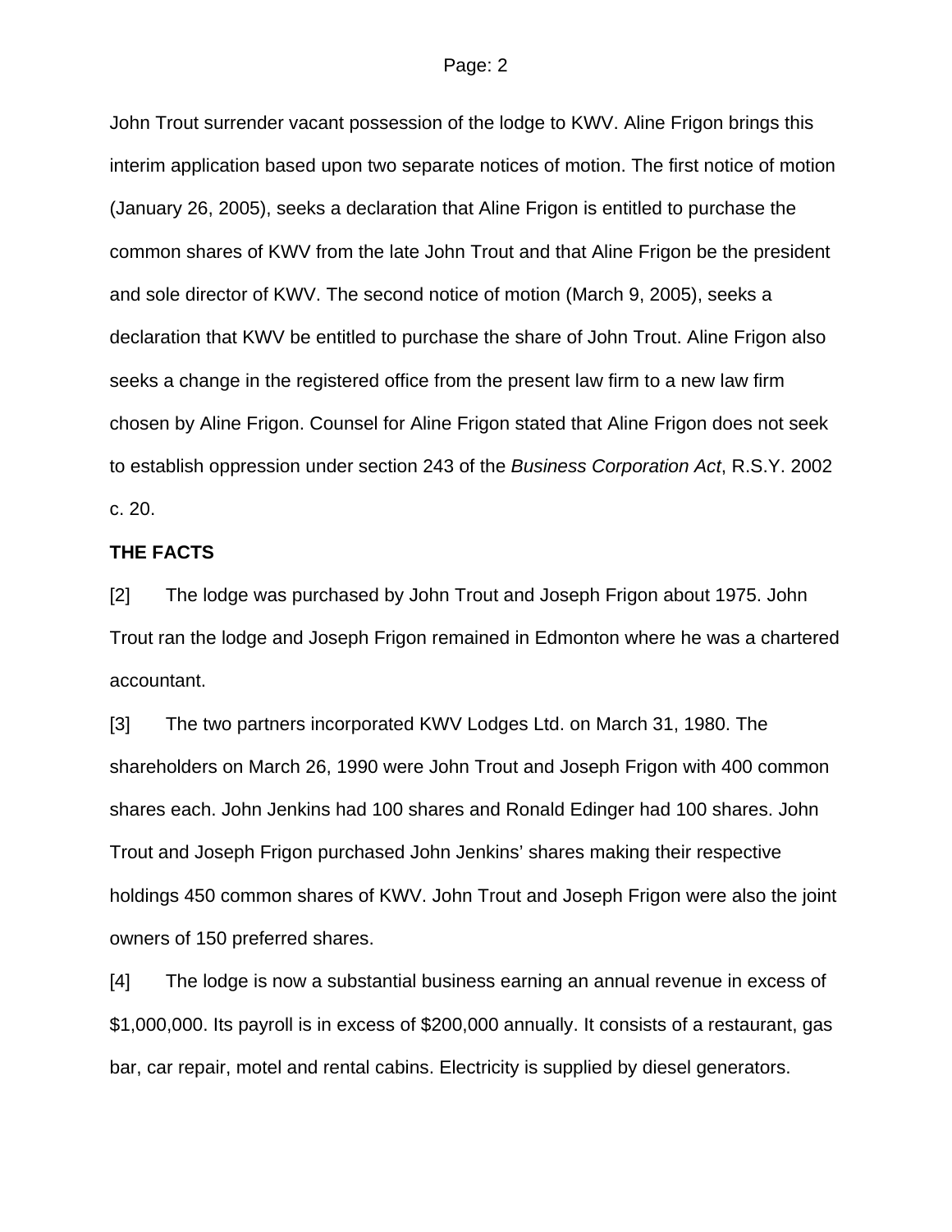John Trout surrender vacant possession of the lodge to KWV. Aline Frigon brings this interim application based upon two separate notices of motion. The first notice of motion (January 26, 2005), seeks a declaration that Aline Frigon is entitled to purchase the common shares of KWV from the late John Trout and that Aline Frigon be the president and sole director of KWV. The second notice of motion (March 9, 2005), seeks a declaration that KWV be entitled to purchase the share of John Trout. Aline Frigon also seeks a change in the registered office from the present law firm to a new law firm chosen by Aline Frigon. Counsel for Aline Frigon stated that Aline Frigon does not seek to establish oppression under section 243 of the *Business Corporation Act*, R.S.Y. 2002 c. 20.

**THE FACTS**

[2] The lodge was purchased by John Trout and Joseph Frigon about 1975. John Trout ran the lodge and Joseph Frigon remained in Edmonton where he was a chartered accountant.

[3] The two partners incorporated KWV Lodges Ltd. on March 31, 1980. The shareholders on March 26, 1990 were John Trout and Joseph Frigon with 400 common shares each. John Jenkins had 100 shares and Ronald Edinger had 100 shares. John Trout and Joseph Frigon purchased John Jenkins' shares making their respective holdings 450 common shares of KWV. John Trout and Joseph Frigon were also the joint owners of 150 preferred shares.

[4] The lodge is now a substantial business earning an annual revenue in excess of $1,000,000. Its payroll is in excess of $200,000 annually. It consists of a restaurant, gas bar, car repair, motel and rental cabins. Electricity is supplied by diesel generators.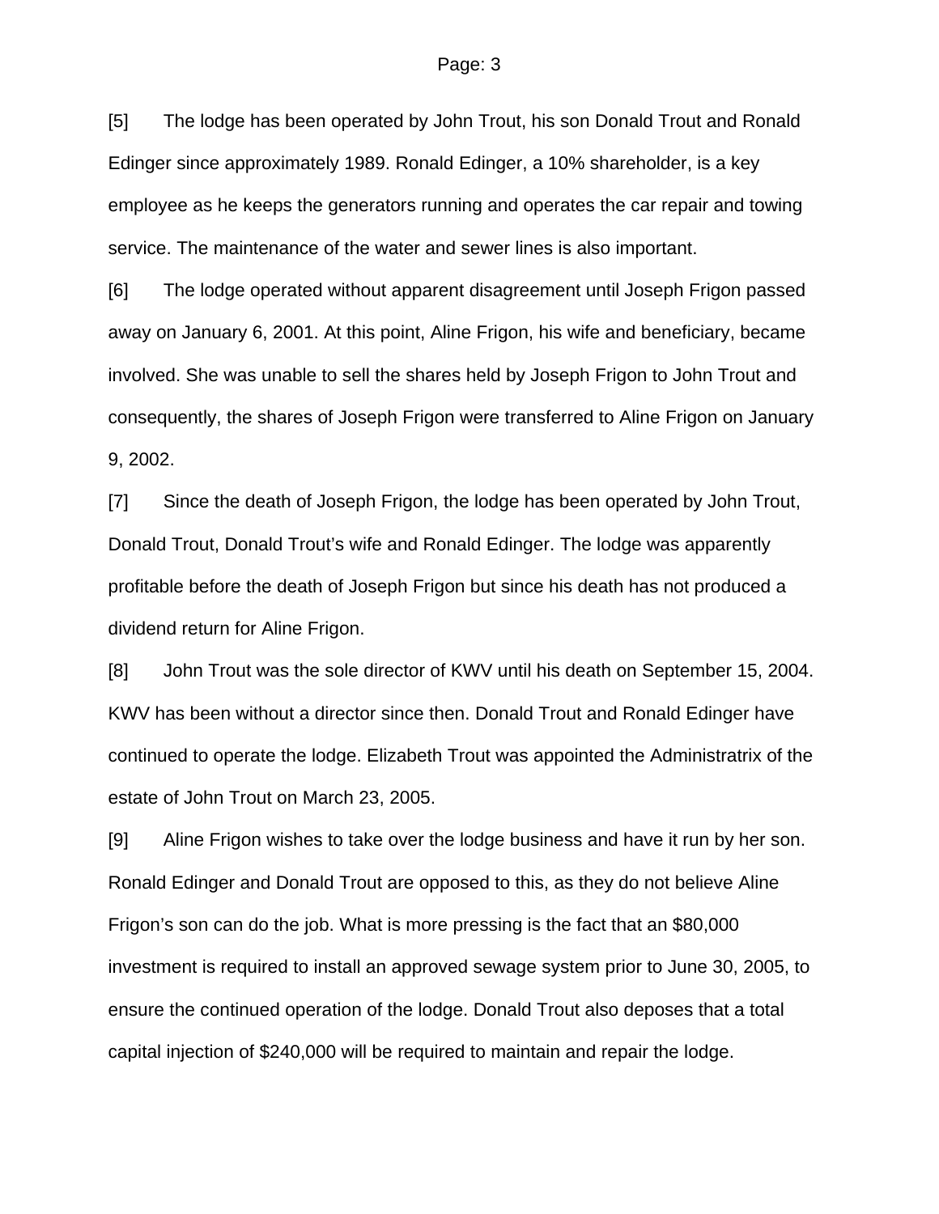[5] The lodge has been operated by John Trout, his son Donald Trout and Ronald Edinger since approximately 1989. Ronald Edinger, a 10% shareholder, is a key employee as he keeps the generators running and operates the car repair and towing service. The maintenance of the water and sewer lines is also important.

[6] The lodge operated without apparent disagreement until Joseph Frigon passed away on January 6, 2001. At this point, Aline Frigon, his wife and beneficiary, became involved. She was unable to sell the shares held by Joseph Frigon to John Trout and consequently, the shares of Joseph Frigon were transferred to Aline Frigon on January 9, 2002.

[7] Since the death of Joseph Frigon, the lodge has been operated by John Trout, Donald Trout, Donald Trout's wife and Ronald Edinger. The lodge was apparently profitable before the death of Joseph Frigon but since his death has not produced a dividend return for Aline Frigon.

[8] John Trout was the sole director of KWV until his death on September 15, 2004. KWV has been without a director since then. Donald Trout and Ronald Edinger have continued to operate the lodge. Elizabeth Trout was appointed the Administratrix of the estate of John Trout on March 23, 2005.

[9] Aline Frigon wishes to take over the lodge business and have it run by her son. Ronald Edinger and Donald Trout are opposed to this, as they do not believe Aline Frigon's son can do the job. What is more pressing is the fact that an $80,000 investment is required to install an approved sewage system prior to June 30, 2005, to ensure the continued operation of the lodge. Donald Trout also deposes that a total capital injection of $240,000 will be required to maintain and repair the lodge.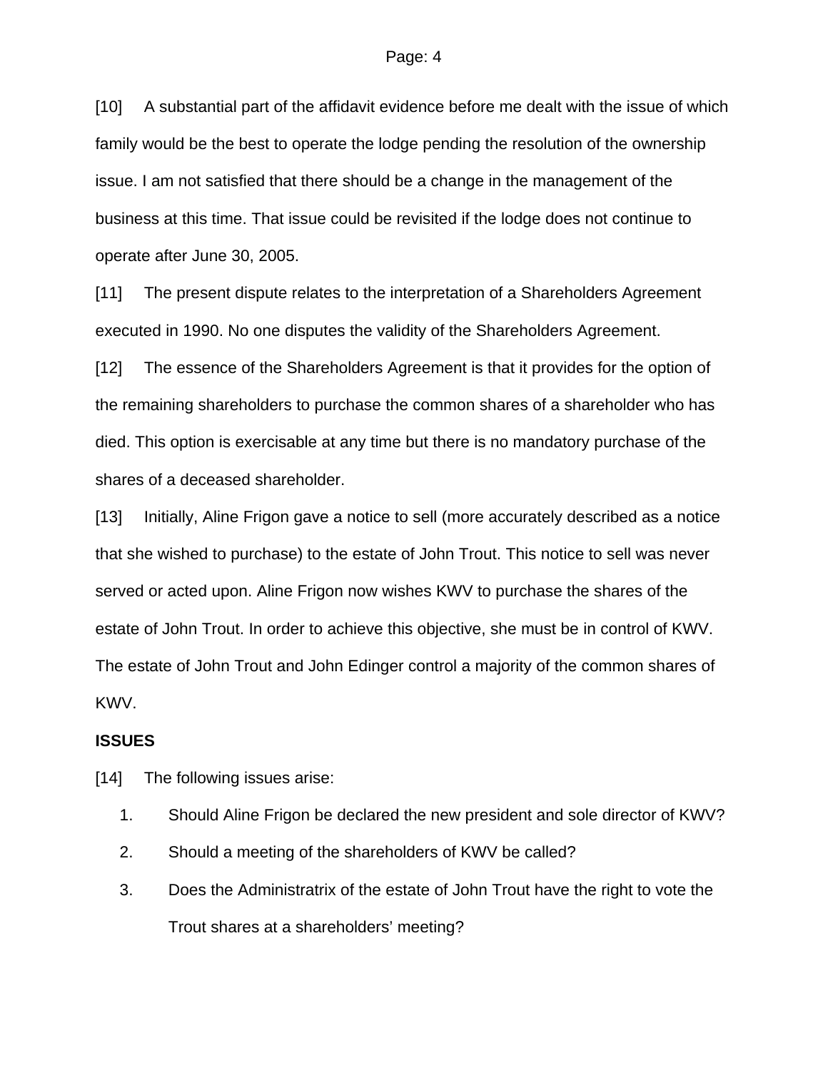[10] A substantial part of the affidavit evidence before me dealt with the issue of which family would be the best to operate the lodge pending the resolution of the ownership issue. I am not satisfied that there should be a change in the management of the business at this time. That issue could be revisited if the lodge does not continue to operate after June 30, 2005.

[11] The present dispute relates to the interpretation of a Shareholders Agreement executed in 1990. No one disputes the validity of the Shareholders Agreement.

[12] The essence of the Shareholders Agreement is that it provides for the option of the remaining shareholders to purchase the common shares of a shareholder who has died. This option is exercisable at any time but there is no mandatory purchase of the shares of a deceased shareholder.

[13] Initially, Aline Frigon gave a notice to sell (more accurately described as a notice that she wished to purchase) to the estate of John Trout. This notice to sell was never served or acted upon. Aline Frigon now wishes KWV to purchase the shares of the estate of John Trout. In order to achieve this objective, she must be in control of KWV. The estate of John Trout and John Edinger control a majority of the common shares of KWV.

**ISSUES**

[14] The following issues arise:

1. Should Aline Frigon be declared the new president and sole director of KWV?
2. Should a meeting of the shareholders of KWV be called?
3. Does the Administratrix of the estate of John Trout have the right to vote the Trout shares at a shareholders' meeting?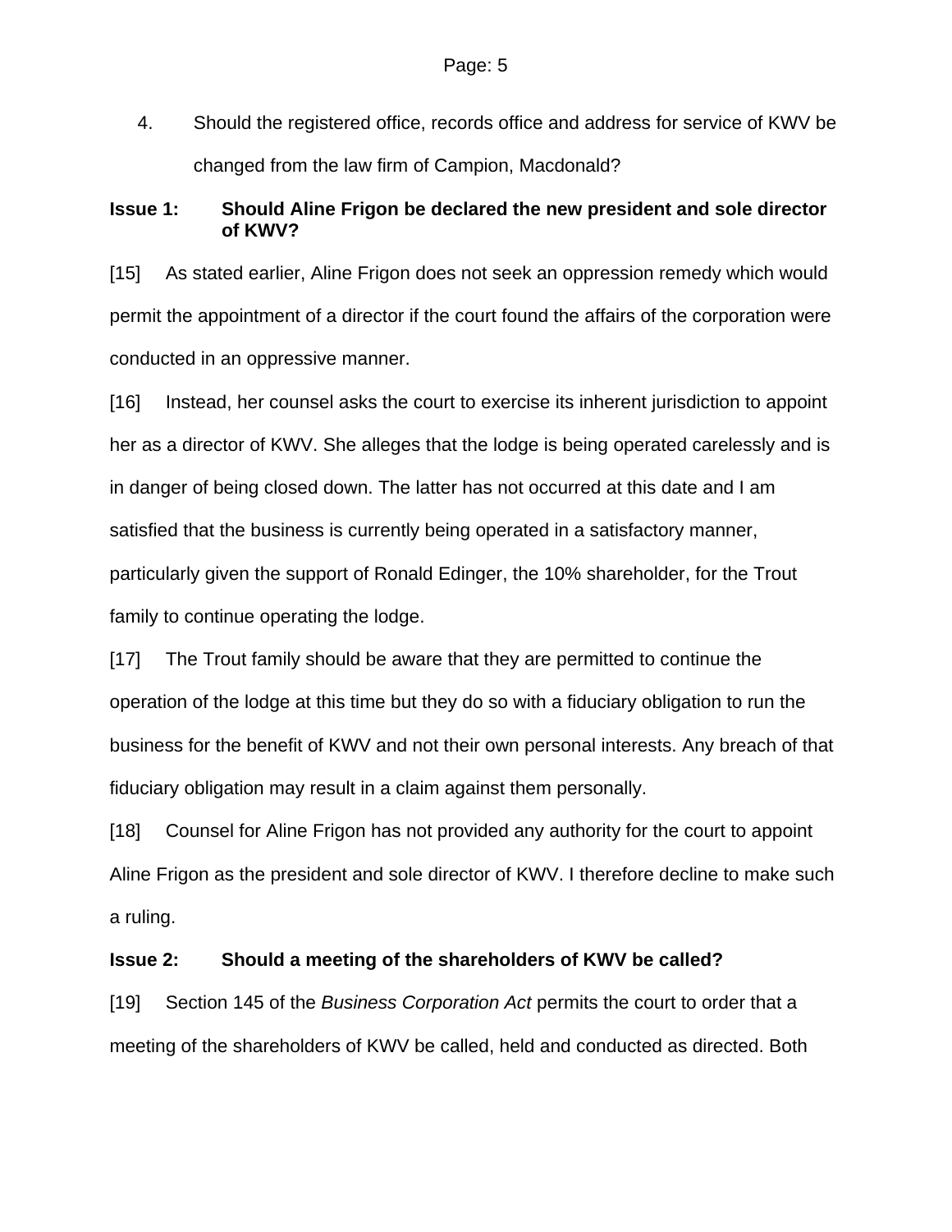4. Should the registered office, records office and address for service of KWV be changed from the law firm of Campion, Macdonald?

**Issue 1: Should Aline Frigon be declared the new president and sole director of KWV?**

[15] As stated earlier, Aline Frigon does not seek an oppression remedy which would permit the appointment of a director if the court found the affairs of the corporation were conducted in an oppressive manner.

[16] Instead, her counsel asks the court to exercise its inherent jurisdiction to appoint her as a director of KWV. She alleges that the lodge is being operated carelessly and is in danger of being closed down. The latter has not occurred at this date and I am satisfied that the business is currently being operated in a satisfactory manner, particularly given the support of Ronald Edinger, the 10% shareholder, for the Trout family to continue operating the lodge.

[17] The Trout family should be aware that they are permitted to continue the operation of the lodge at this time but they do so with a fiduciary obligation to run the business for the benefit of KWV and not their own personal interests. Any breach of that fiduciary obligation may result in a claim against them personally.

[18] Counsel for Aline Frigon has not provided any authority for the court to appoint Aline Frigon as the president and sole director of KWV. I therefore decline to make such a ruling.

**Issue 2: Should a meeting of the shareholders of KWV be called?**

[19] Section 145 of the *Business Corporation Act* permits the court to order that a meeting of the shareholders of KWV be called, held and conducted as directed. Both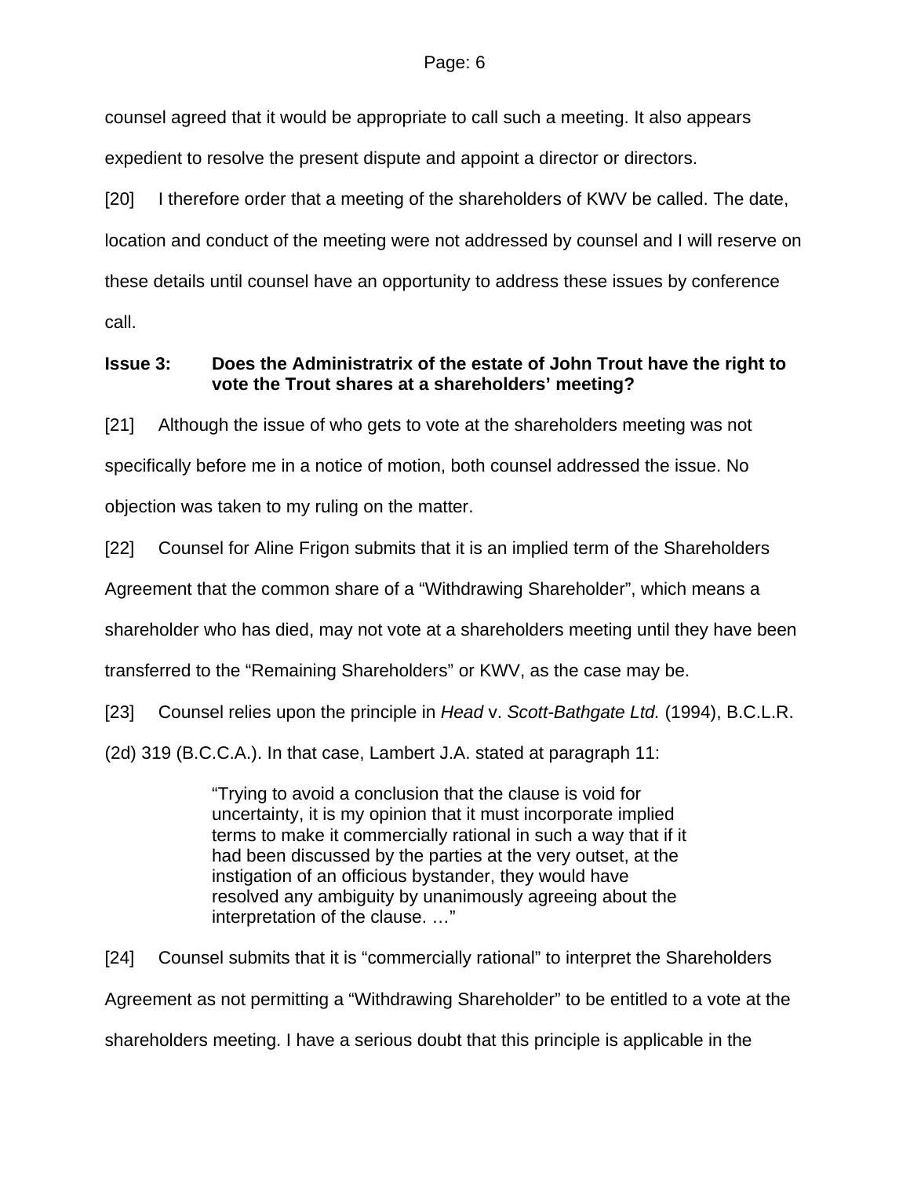counsel agreed that it would be appropriate to call such a meeting. It also appears expedient to resolve the present dispute and appoint a director or directors.

[20] I therefore order that a meeting of the shareholders of KWV be called. The date, location and conduct of the meeting were not addressed by counsel and I will reserve on these details until counsel have an opportunity to address these issues by conference call.

**Issue 3: Does the Administratrix of the estate of John Trout have the right to vote the Trout shares at a shareholders' meeting?**

[21] Although the issue of who gets to vote at the shareholders meeting was not specifically before me in a notice of motion, both counsel addressed the issue. No objection was taken to my ruling on the matter.

[22] Counsel for Aline Frigon submits that it is an implied term of the Shareholders Agreement that the common share of a "Withdrawing Shareholder", which means a shareholder who has died, may not vote at a shareholders meeting until they have been transferred to the "Remaining Shareholders" or KWV, as the case may be.

[23] Counsel relies upon the principle in *Head* v. *Scott-Bathgate Ltd.* (1994), B.C.L.R. (2d) 319 (B.C.C.A.). In that case, Lambert J.A. stated at paragraph 11:

> "Trying to avoid a conclusion that the clause is void for uncertainty, it is my opinion that it must incorporate implied terms to make it commercially rational in such a way that if it had been discussed by the parties at the very outset, at the instigation of an officious bystander, they would have resolved any ambiguity by unanimously agreeing about the interpretation of the clause. …"

[24] Counsel submits that it is "commercially rational" to interpret the Shareholders Agreement as not permitting a "Withdrawing Shareholder" to be entitled to a vote at the shareholders meeting. I have a serious doubt that this principle is applicable in the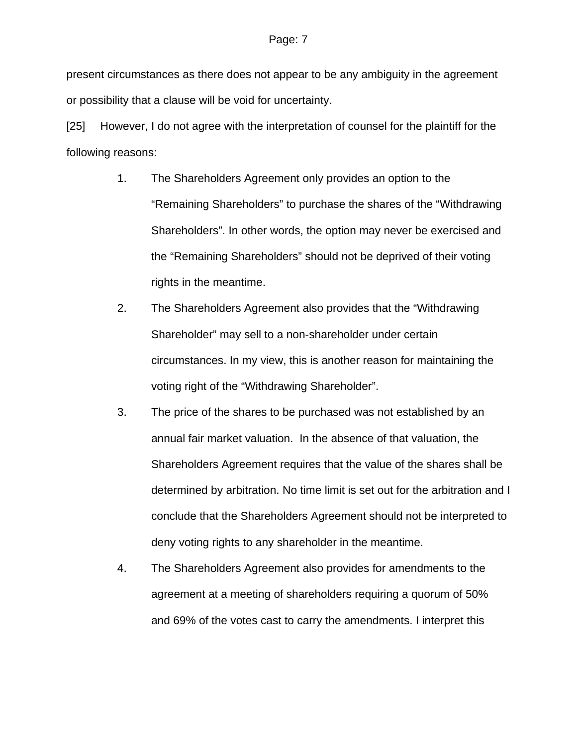present circumstances as there does not appear to be any ambiguity in the agreement or possibility that a clause will be void for uncertainty.

[25] However, I do not agree with the interpretation of counsel for the plaintiff for the following reasons:

1. The Shareholders Agreement only provides an option to the “Remaining Shareholders” to purchase the shares of the “Withdrawing Shareholders”. In other words, the option may never be exercised and the “Remaining Shareholders” should not be deprived of their voting rights in the meantime.

2. The Shareholders Agreement also provides that the “Withdrawing Shareholder” may sell to a non-shareholder under certain circumstances. In my view, this is another reason for maintaining the voting right of the “Withdrawing Shareholder”.

3. The price of the shares to be purchased was not established by an annual fair market valuation. In the absence of that valuation, the Shareholders Agreement requires that the value of the shares shall be determined by arbitration. No time limit is set out for the arbitration and I conclude that the Shareholders Agreement should not be interpreted to deny voting rights to any shareholder in the meantime.

4. The Shareholders Agreement also provides for amendments to the agreement at a meeting of shareholders requiring a quorum of 50% and 69% of the votes cast to carry the amendments. I interpret this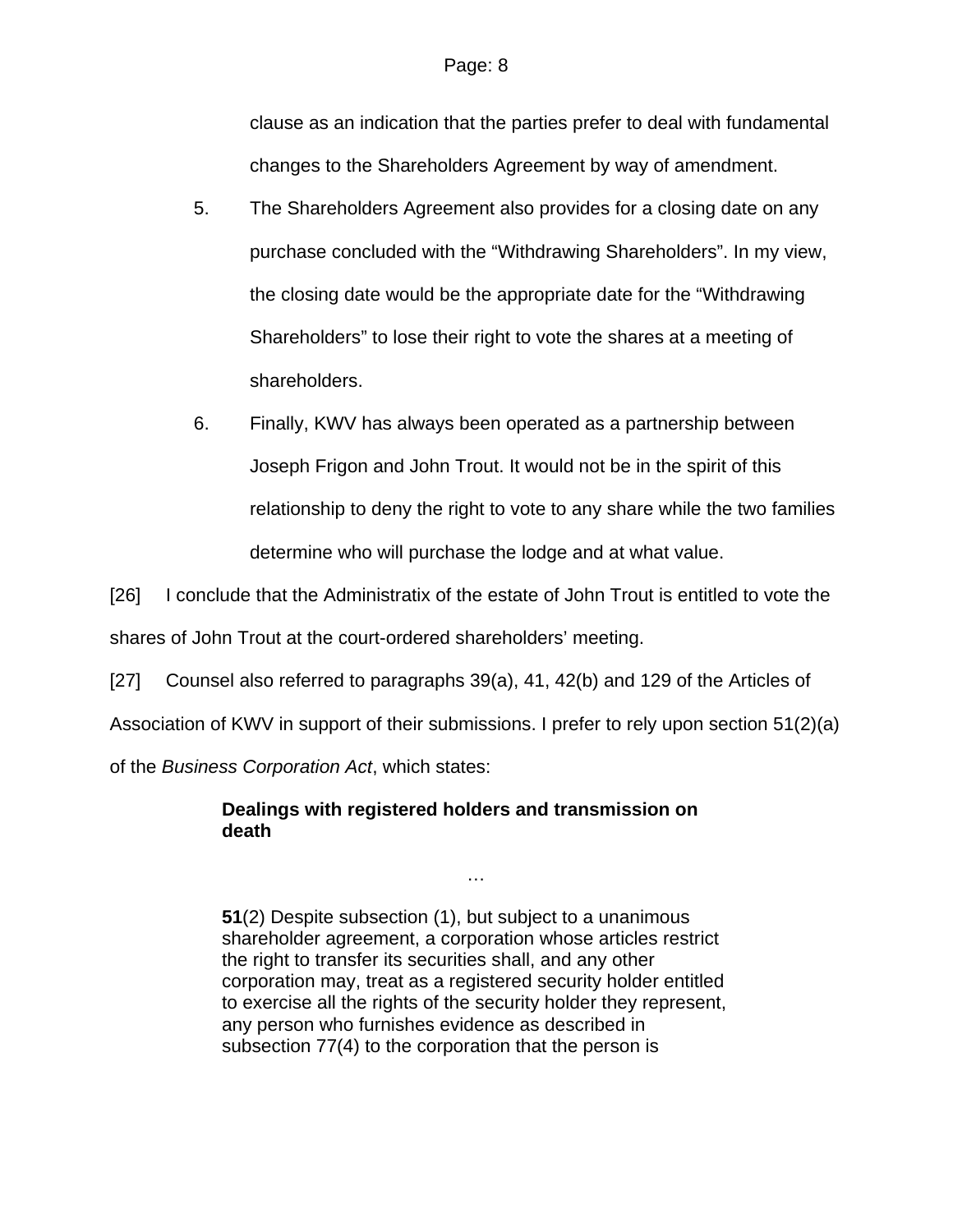clause as an indication that the parties prefer to deal with fundamental changes to the Shareholders Agreement by way of amendment.

5. The Shareholders Agreement also provides for a closing date on any purchase concluded with the "Withdrawing Shareholders". In my view, the closing date would be the appropriate date for the "Withdrawing Shareholders" to lose their right to vote the shares at a meeting of shareholders.

6. Finally, KWV has always been operated as a partnership between Joseph Frigon and John Trout. It would not be in the spirit of this relationship to deny the right to vote to any share while the two families determine who will purchase the lodge and at what value.

[26] I conclude that the Administratix of the estate of John Trout is entitled to vote the shares of John Trout at the court-ordered shareholders' meeting.

[27] Counsel also referred to paragraphs 39(a), 41, 42(b) and 129 of the Articles of Association of KWV in support of their submissions. I prefer to rely upon section 51(2)(a) of the *Business Corporation Act*, which states:

> **Dealings with registered holders and transmission on death**
>
> …
>
> **51**(2) Despite subsection (1), but subject to a unanimous shareholder agreement, a corporation whose articles restrict the right to transfer its securities shall, and any other corporation may, treat as a registered security holder entitled to exercise all the rights of the security holder they represent, any person who furnishes evidence as described in subsection 77(4) to the corporation that the person is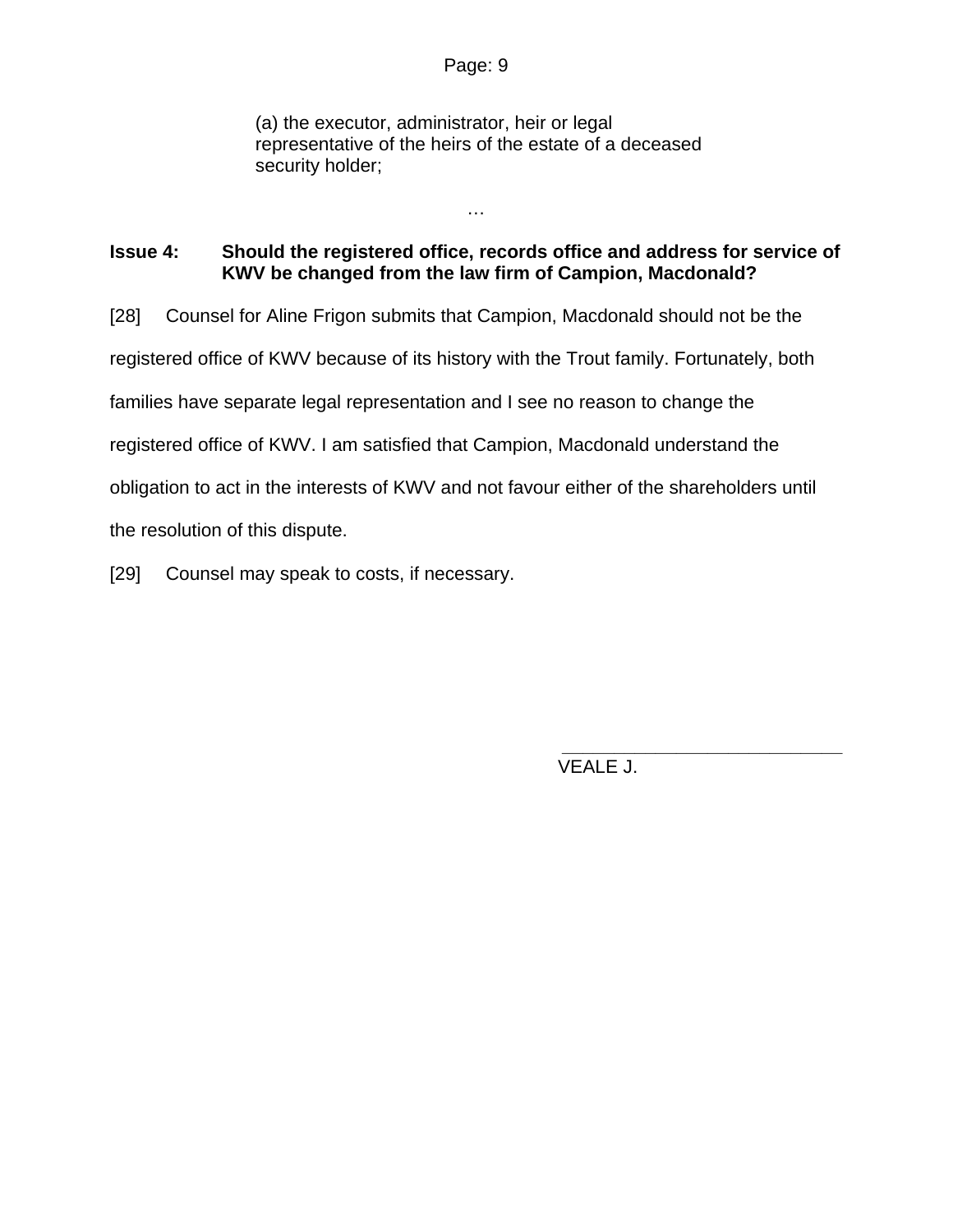> (a) the executor, administrator, heir or legal representative of the heirs of the estate of a deceased security holder;
>
> …

**Issue 4: Should the registered office, records office and address for service of KWV be changed from the law firm of Campion, Macdonald?**

[28] Counsel for Aline Frigon submits that Campion, Macdonald should not be the registered office of KWV because of its history with the Trout family. Fortunately, both families have separate legal representation and I see no reason to change the registered office of KWV. I am satisfied that Campion, Macdonald understand the obligation to act in the interests of KWV and not favour either of the shareholders until the resolution of this dispute.

[29] Counsel may speak to costs, if necessary.

\_\_\_\_\_\_\_\_\_\_\_\_\_\_\_\_\_\_\_\_\_\_\_\_\_\_\_\_

VEALE J.